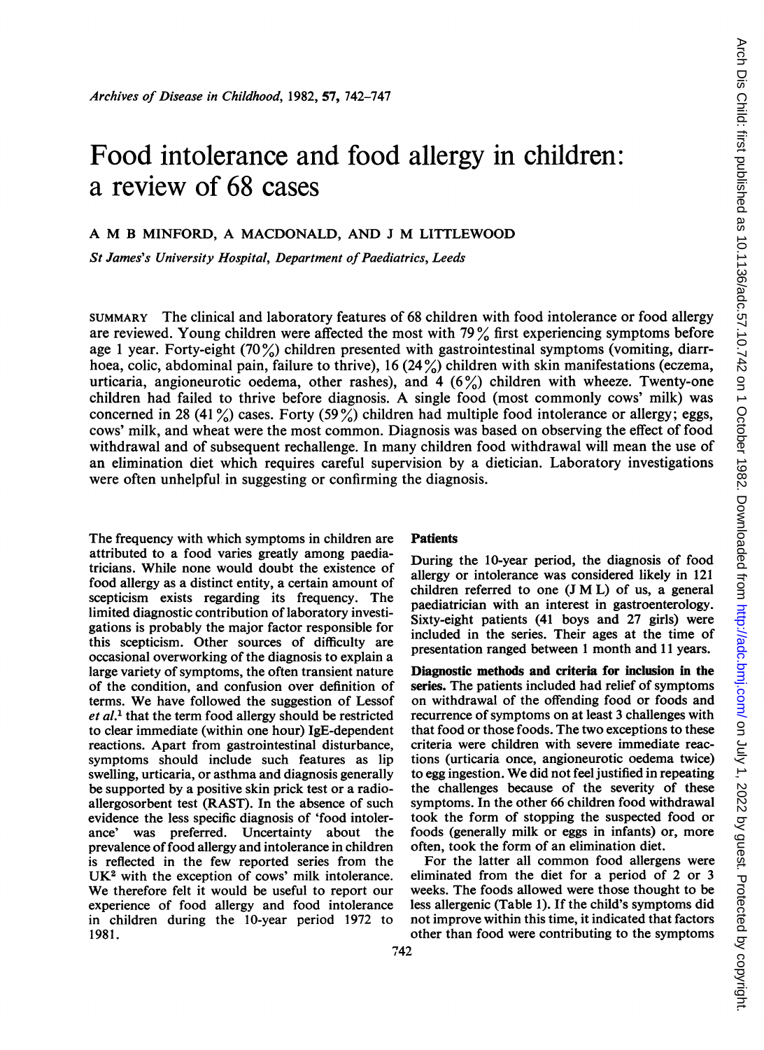# Food intolerance and food allergy in children: a review of 68 cases

**A M B MINFORD, A MACDONALD, AND J M LITTLEWOOD**

*St James's University Hospital, Department of Paediatrics, Leeds*

SUMMARY The clinical and laboratory features of 68 children with food intolerance or food allergy are reviewed. Young children were affected the most with 79% first experiencing symptoms before age 1 year. Forty-eight (70%) children presented with gastrointestinal symptoms (vomiting, diarrhoea, colic, abdominal pain, failure to thrive), 16 (24%) children with skin manifestations (eczema, urticaria, angioneurotic oedema, other rashes), and 4 (6%) children with wheeze. Twenty-one children had failed to thrive before diagnosis. A single food (most commonly cows' milk) was concerned in 28 (41%) cases. Forty (59%) children had multiple food intolerance or allergy; eggs, cows' milk, and wheat were the most common. Diagnosis was based on observing the effect of food withdrawal and of subsequent rechallenge. In many children food withdrawal will mean the use of an elimination diet which requires careful supervision by a dietician. Laboratory investigations were often unhelpful in suggesting or confirming the diagnosis.

The frequency with which symptoms in children are attributed to a food varies greatly among paediatricians. While none would doubt the existence of food allergy as a distinct entity, a certain amount of scepticism exists regarding its frequency. The limited diagnostic contribution of laboratory investigations is probably the major factor responsible for this scepticism. Other sources of difficulty are occasional overworking of the diagnosis to explain a large variety of symptoms, the often transient nature of the condition, and confusion over definition of terms. We have followed the suggestion of Lessof *et al.*[1] that the term food allergy should be restricted to clear immediate (within one hour) IgE-dependent reactions. Apart from gastrointestinal disturbance, symptoms should include such features as lip swelling, urticaria, or asthma and diagnosis generally be supported by a positive skin prick test or a radioallergosorbent test (RAST). In the absence of such evidence the less specific diagnosis of 'food intolerance' was preferred. Uncertainty about the prevalence of food allergy and intolerance in children is reflected in the few reported series from the UK[2] with the exception of cows' milk intolerance. We therefore felt it would be useful to report our experience of food allergy and food intolerance in children during the 10-year period 1972 to 1981.

## Patients

During the 10-year period, the diagnosis of food allergy or intolerance was considered likely in 121 children referred to one (J M L) of us, a general paediatrician with an interest in gastroenterology. Sixty-eight patients (41 boys and 27 girls) were included in the series. Their ages at the time of presentation ranged between 1 month and 11 years.

**Diagnostic methods and criteria for inclusion in the series.** The patients included had relief of symptoms on withdrawal of the offending food or foods and recurrence of symptoms on at least 3 challenges with that food or those foods. The two exceptions to these criteria were children with severe immediate reactions (urticaria once, angioneurotic oedema twice) to egg ingestion. We did not feel justified in repeating the challenges because of the severity of these symptoms. In the other 66 children food withdrawal took the form of stopping the suspected food or foods (generally milk or eggs in infants) or, more often, took the form of an elimination diet.

For the latter all common food allergens were eliminated from the diet for a period of 2 or 3 weeks. The foods allowed were those thought to be less allergenic (Table 1). If the child's symptoms did not improve within this time, it indicated that factors other than food were contributing to the symptoms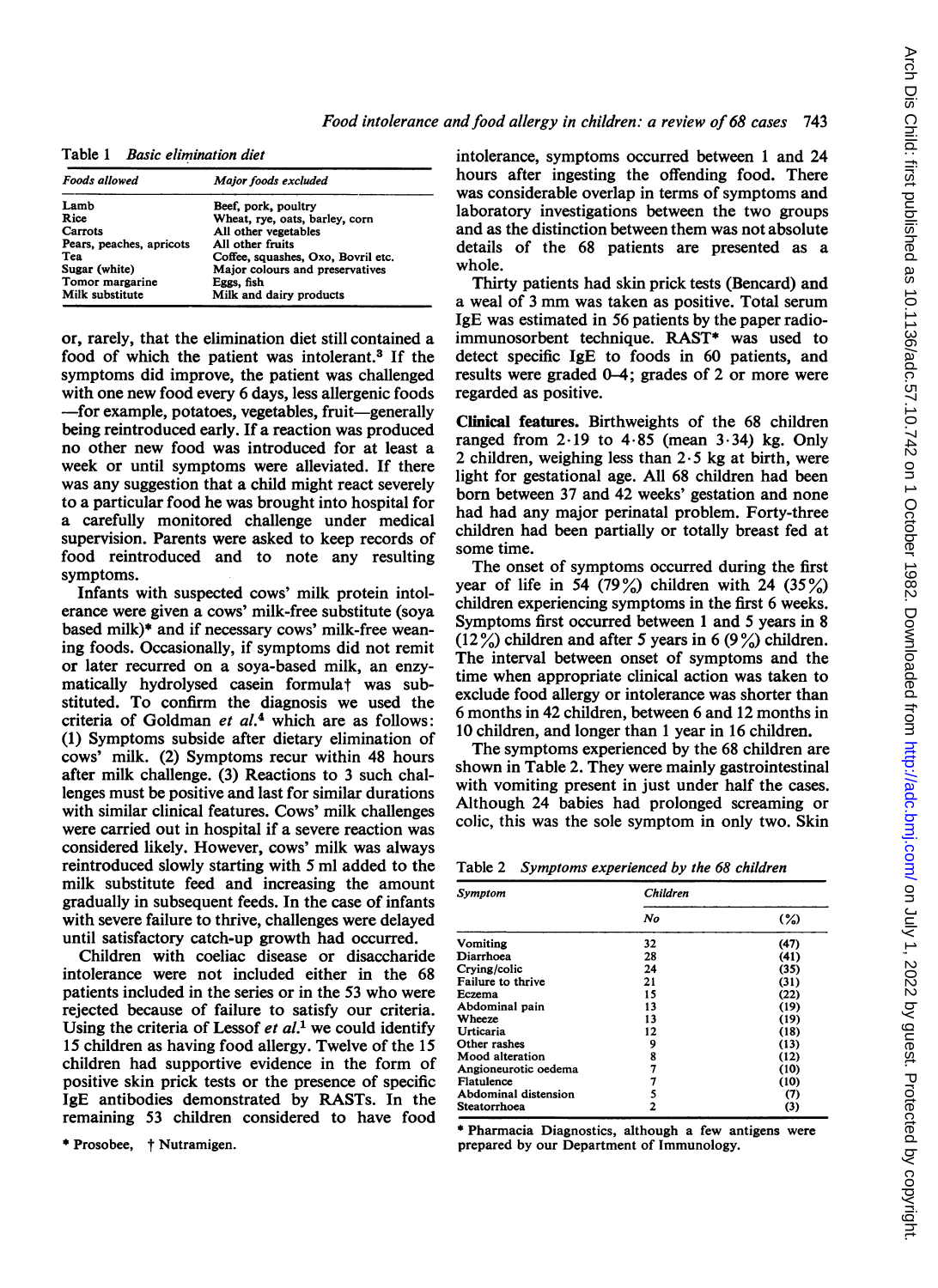Table 1 *Basic elimination diet*

| *Foods allowed* | *Major foods excluded* |
|---|---|
| Lamb | Beef, pork, poultry |
| Rice | Wheat, rye, oats, barley, corn |
| Carrots | All other vegetables |
| Pears, peaches, apricots | All other fruits |
| Tea | Coffee, squashes, Oxo, Bovril etc. |
| Sugar (white) | Major colours and preservatives |
| Tomor margarine | Eggs, fish |
| Milk substitute | Milk and dairy products |

or, rarely, that the elimination diet still contained a food of which the patient was intolerant.[3] If the symptoms did improve, the patient was challenged with one new food every 6 days, less allergenic foods —for example, potatoes, vegetables, fruit—generally being reintroduced early. If a reaction was produced no other new food was introduced for at least a week or until symptoms were alleviated. If there was any suggestion that a child might react severely to a particular food he was brought into hospital for a carefully monitored challenge under medical supervision. Parents were asked to keep records of food reintroduced and to note any resulting symptoms.

Infants with suspected cows' milk protein intolerance were given a cows' milk-free substitute (soya based milk)* and if necessary cows' milk-free weaning foods. Occasionally, if symptoms did not remit or later recurred on a soya-based milk, an enzymatically hydrolysed casein formula† was substituted. To confirm the diagnosis we used the criteria of Goldman *et al.*[4] which are as follows: (1) Symptoms subside after dietary elimination of cows' milk. (2) Symptoms recur within 48 hours after milk challenge. (3) Reactions to 3 such challenges must be positive and last for similar durations with similar clinical features. Cows' milk challenges were carried out in hospital if a severe reaction was considered likely. However, cows' milk was always reintroduced slowly starting with 5 ml added to the milk substitute feed and increasing the amount gradually in subsequent feeds. In the case of infants with severe failure to thrive, challenges were delayed until satisfactory catch-up growth had occurred.

Children with coeliac disease or disaccharide intolerance were not included either in the 68 patients included in the series or in the 53 who were rejected because of failure to satisfy our criteria. Using the criteria of Lessof *et al.*[1] we could identify 15 children as having food allergy. Twelve of the 15 children had supportive evidence in the form of positive skin prick tests or the presence of specific IgE antibodies demonstrated by RASTs. In the remaining 53 children considered to have food intolerance, symptoms occurred between 1 and 24 hours after ingesting the offending food. There was considerable overlap in terms of symptoms and laboratory investigations between the two groups and as the distinction between them was not absolute details of the 68 patients are presented as a whole.

\* Prosobee, † Nutramigen.

Thirty patients had skin prick tests (Bencard) and a weal of 3 mm was taken as positive. Total serum IgE was estimated in 56 patients by the paper radioimmunosorbent technique. RAST* was used to detect specific IgE to foods in 60 patients, and results were graded 0–4; grades of 2 or more were regarded as positive.

**Clinical features.** Birthweights of the 68 children ranged from 2·19 to 4·85 (mean 3·34) kg. Only 2 children, weighing less than 2·5 kg at birth, were light for gestational age. All 68 children had been born between 37 and 42 weeks' gestation and none had had any major perinatal problem. Forty-three children had been partially or totally breast fed at some time.

The onset of symptoms occurred during the first year of life in 54 (79%) children with 24 (35%) children experiencing symptoms in the first 6 weeks. Symptoms first occurred between 1 and 5 years in 8 (12%) children and after 5 years in 6 (9%) children. The interval between onset of symptoms and the time when appropriate clinical action was taken to exclude food allergy or intolerance was shorter than 6 months in 42 children, between 6 and 12 months in 10 children, and longer than 1 year in 16 children.

The symptoms experienced by the 68 children are shown in Table 2. They were mainly gastrointestinal with vomiting present in just under half the cases. Although 24 babies had prolonged screaming or colic, this was the sole symptom in only two. Skin

Table 2 *Symptoms experienced by the 68 children*

| *Symptom* | *Children* | |
|---|---|---|
| | *No* | (%) |
| Vomiting | 32 | (47) |
| Diarrhoea | 28 | (41) |
| Crying/colic | 24 | (35) |
| Failure to thrive | 21 | (31) |
| Eczema | 15 | (22) |
| Abdominal pain | 13 | (19) |
| Wheeze | 13 | (19) |
| Urticaria | 12 | (18) |
| Other rashes | 9 | (13) |
| Mood alteration | 8 | (12) |
| Angioneurotic oedema | 7 | (10) |
| Flatulence | 7 | (10) |
| Abdominal distension | 5 | (7) |
| Steatorrhoea | 2 | (3) |

\* Pharmacia Diagnostics, although a few antigens were prepared by our Department of Immunology.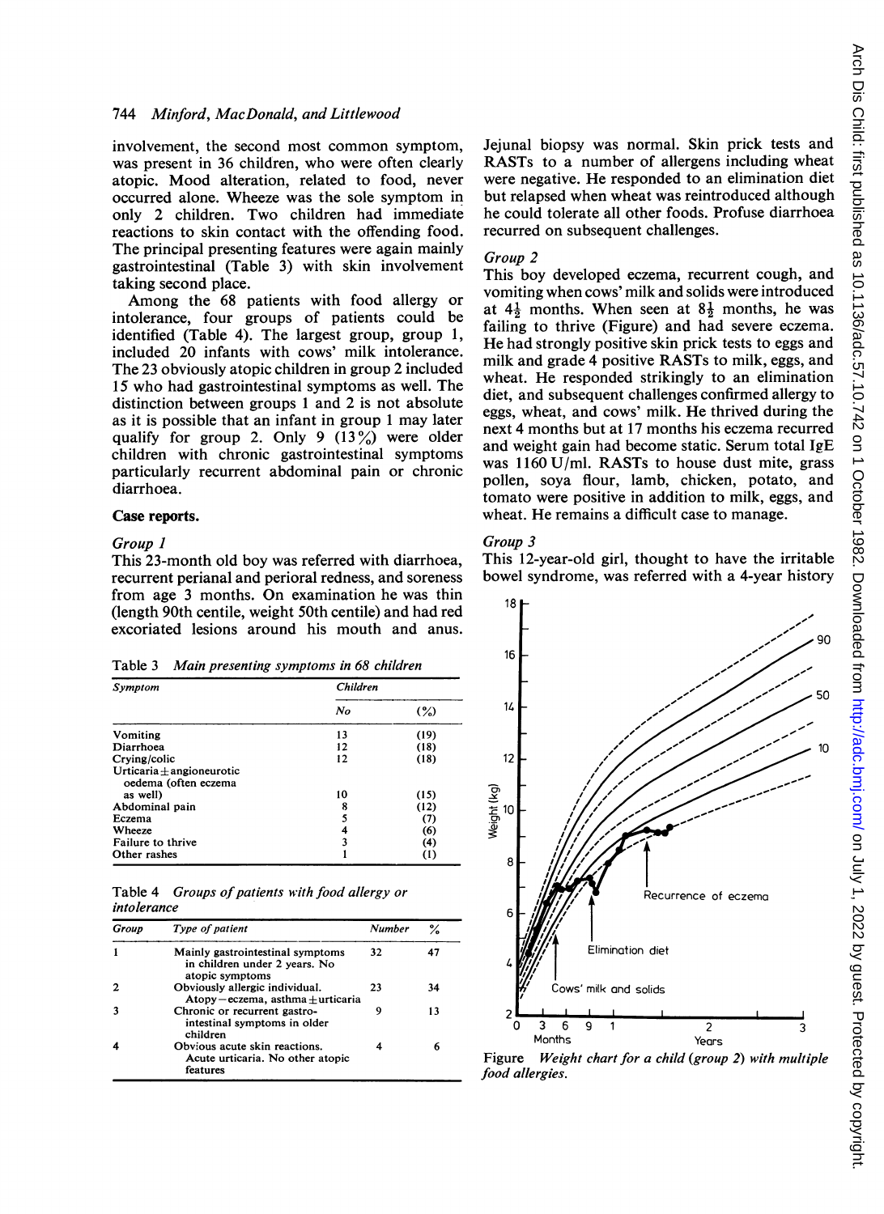involvement, the second most common symptom, was present in 36 children, who were often clearly atopic. Mood alteration, related to food, never occurred alone. Wheeze was the sole symptom in only 2 children. Two children had immediate reactions to skin contact with the offending food. The principal presenting features were again mainly gastrointestinal (Table 3) with skin involvement taking second place.

Among the 68 patients with food allergy or intolerance, four groups of patients could be identified (Table 4). The largest group, group 1, included 20 infants with cows' milk intolerance. The 23 obviously atopic children in group 2 included 15 who had gastrointestinal symptoms as well. The distinction between groups 1 and 2 is not absolute as it is possible that an infant in group 1 may later qualify for group 2. Only 9 (13%) were older children with chronic gastrointestinal symptoms particularly recurrent abdominal pain or chronic diarrhoea.

**Case reports.**

*Group 1*

This 23-month old boy was referred with diarrhoea, recurrent perianal and perioral redness, and soreness from age 3 months. On examination he was thin (length 90th centile, weight 50th centile) and had red excoriated lesions around his mouth and anus. Jejunal biopsy was normal. Skin prick tests and RASTs to a number of allergens including wheat were negative. He responded to an elimination diet but relapsed when wheat was reintroduced although he could tolerate all other foods. Profuse diarrhoea recurred on subsequent challenges.

Table 3 *Main presenting symptoms in 68 children*

| Symptom | Children No | (%) |
|---|---|---|
| Vomiting | 13 | (19) |
| Diarrhoea | 12 | (18) |
| Crying/colic | 12 | (18) |
| Urticaria ± angioneurotic oedema (often eczema as well) | 10 | (15) |
| Abdominal pain | 8 | (12) |
| Eczema | 5 | (7) |
| Wheeze | 4 | (6) |
| Failure to thrive | 3 | (4) |
| Other rashes | 1 | (1) |

Table 4 *Groups of patients with food allergy or intolerance*

| Group | Type of patient | Number | % |
|---|---|---|---|
| 1 | Mainly gastrointestinal symptoms in children under 2 years. No atopic symptoms | 32 | 47 |
| 2 | Obviously allergic individual. Atopy—eczema, asthma ± urticaria | 23 | 34 |
| 3 | Chronic or recurrent gastro-intestinal symptoms in older children | 9 | 13 |
| 4 | Obvious acute skin reactions. Acute urticaria. No other atopic features | 4 | 6 |

*Group 2*

This boy developed eczema, recurrent cough, and vomiting when cows' milk and solids were introduced at $4\frac{1}{2}$ months. When seen at $8\frac{1}{2}$ months, he was failing to thrive (Figure) and had severe eczema. He had strongly positive skin prick tests to eggs and milk and grade 4 positive RASTs to milk, eggs, and wheat. He responded strikingly to an elimination diet, and subsequent challenges confirmed allergy to eggs, wheat, and cows' milk. He thrived during the next 4 months but at 17 months his eczema recurred and weight gain had become static. Serum total IgE was 1160 U/ml. RASTs to house dust mite, grass pollen, soya flour, lamb, chicken, potato, and tomato were positive in addition to milk, eggs, and wheat. He remains a difficult case to manage.

*Group 3*

This 12-year-old girl, thought to have the irritable bowel syndrome, was referred with a 4-year history

Figure *Weight chart for a child (group 2) with multiple food allergies.*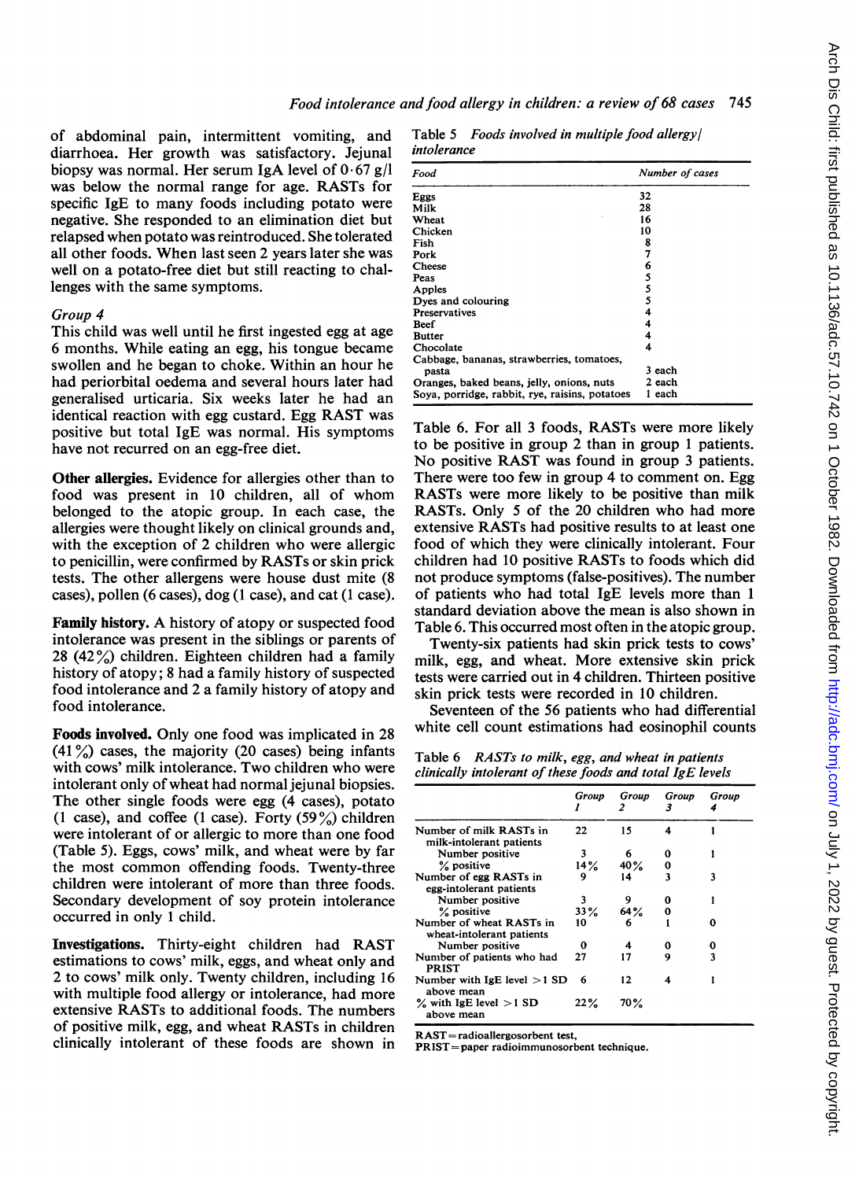of abdominal pain, intermittent vomiting, and diarrhoea. Her growth was satisfactory. Jejunal biopsy was normal. Her serum IgA level of 0·67 g/l was below the normal range for age. RASTs for specific IgE to many foods including potato were negative. She responded to an elimination diet but relapsed when potato was reintroduced. She tolerated all other foods. When last seen 2 years later she was well on a potato-free diet but still reacting to challenges with the same symptoms.

*Group 4*

This child was well until he first ingested egg at age 6 months. While eating an egg, his tongue became swollen and he began to choke. Within an hour he had periorbital oedema and several hours later had generalised urticaria. Six weeks later he had an identical reaction with egg custard. Egg RAST was positive but total IgE was normal. His symptoms have not recurred on an egg-free diet.

**Other allergies.** Evidence for allergies other than to food was present in 10 children, all of whom belonged to the atopic group. In each case, the allergies were thought likely on clinical grounds and, with the exception of 2 children who were allergic to penicillin, were confirmed by RASTs or skin prick tests. The other allergens were house dust mite (8 cases), pollen (6 cases), dog (1 case), and cat (1 case).

**Family history.** A history of atopy or suspected food intolerance was present in the siblings or parents of 28 (42%) children. Eighteen children had a family history of atopy; 8 had a family history of suspected food intolerance and 2 a family history of atopy and food intolerance.

**Foods involved.** Only one food was implicated in 28 (41%) cases, the majority (20 cases) being infants with cows' milk intolerance. Two children who were intolerant only of wheat had normal jejunal biopsies. The other single foods were egg (4 cases), potato (1 case), and coffee (1 case). Forty (59%) children were intolerant of or allergic to more than one food (Table 5). Eggs, cows' milk, and wheat were by far the most common offending foods. Twenty-three children were intolerant of more than three foods. Secondary development of soy protein intolerance occurred in only 1 child.

**Investigations.** Thirty-eight children had RAST estimations to cows' milk, eggs, and wheat only and 2 to cows' milk only. Twenty children, including 16 with multiple food allergy or intolerance, had more extensive RASTs to additional foods. The numbers of positive milk, egg, and wheat RASTs in children clinically intolerant of these foods are shown in Table 6. For all 3 foods, RASTs were more likely to be positive in group 2 than in group 1 patients. No positive RAST was found in group 3 patients. There were too few in group 4 to comment on. Egg RASTs were more likely to be positive than milk RASTs. Only 5 of the 20 children who had more extensive RASTs had positive results to at least one food of which they were clinically intolerant. Four children had 10 positive RASTs to foods which did not produce symptoms (false-positives). The number of patients who had total IgE levels more than 1 standard deviation above the mean is also shown in Table 6. This occurred most often in the atopic group.

Twenty-six patients had skin prick tests to cows' milk, egg, and wheat. More extensive skin prick tests were carried out in 4 children. Thirteen positive skin prick tests were recorded in 10 children.

Seventeen of the 56 patients who had differential white cell count estimations had eosinophil counts

Table 5 *Foods involved in multiple food allergy/intolerance*

| Food | Number of cases |
|---|---|
| Eggs | 32 |
| Milk | 28 |
| Wheat | 16 |
| Chicken | 10 |
| Fish | 8 |
| Pork | 7 |
| Cheese | 6 |
| Peas | 5 |
| Apples | 5 |
| Dyes and colouring | 5 |
| Preservatives | 4 |
| Beef | 4 |
| Butter | 4 |
| Chocolate | 4 |
| Cabbage, bananas, strawberries, tomatoes, pasta | 3 each |
| Oranges, baked beans, jelly, onions, nuts | 2 each |
| Soya, porridge, rabbit, rye, raisins, potatoes | 1 each |

Table 6 *RASTs to milk, egg, and wheat in patients clinically intolerant of these foods and total IgE levels*

| | Group 1 | Group 2 | Group 3 | Group 4 |
|---|---|---|---|---|
| Number of milk RASTs in milk-intolerant patients | 22 | 15 | 4 | 1 |
| Number positive | 3 | 6 | 0 | 1 |
| % positive | 14% | 40% | 0 | |
| Number of egg RASTs in egg-intolerant patients | 9 | 14 | 3 | 3 |
| Number positive | 3 | 9 | 0 | 1 |
| % positive | 33% | 64% | 0 | |
| Number of wheat RASTs in wheat-intolerant patients | 10 | 6 | 1 | 0 |
| Number positive | 0 | 4 | 0 | 0 |
| Number of patients who had PRIST | 27 | 17 | 9 | 3 |
| Number with IgE level >1 SD above mean | 6 | 12 | 4 | 1 |
| % with IgE level >1 SD above mean | 22% | 70% | | |

RAST = radioallergosorbent test,
PRIST = paper radioimmunosorbent technique.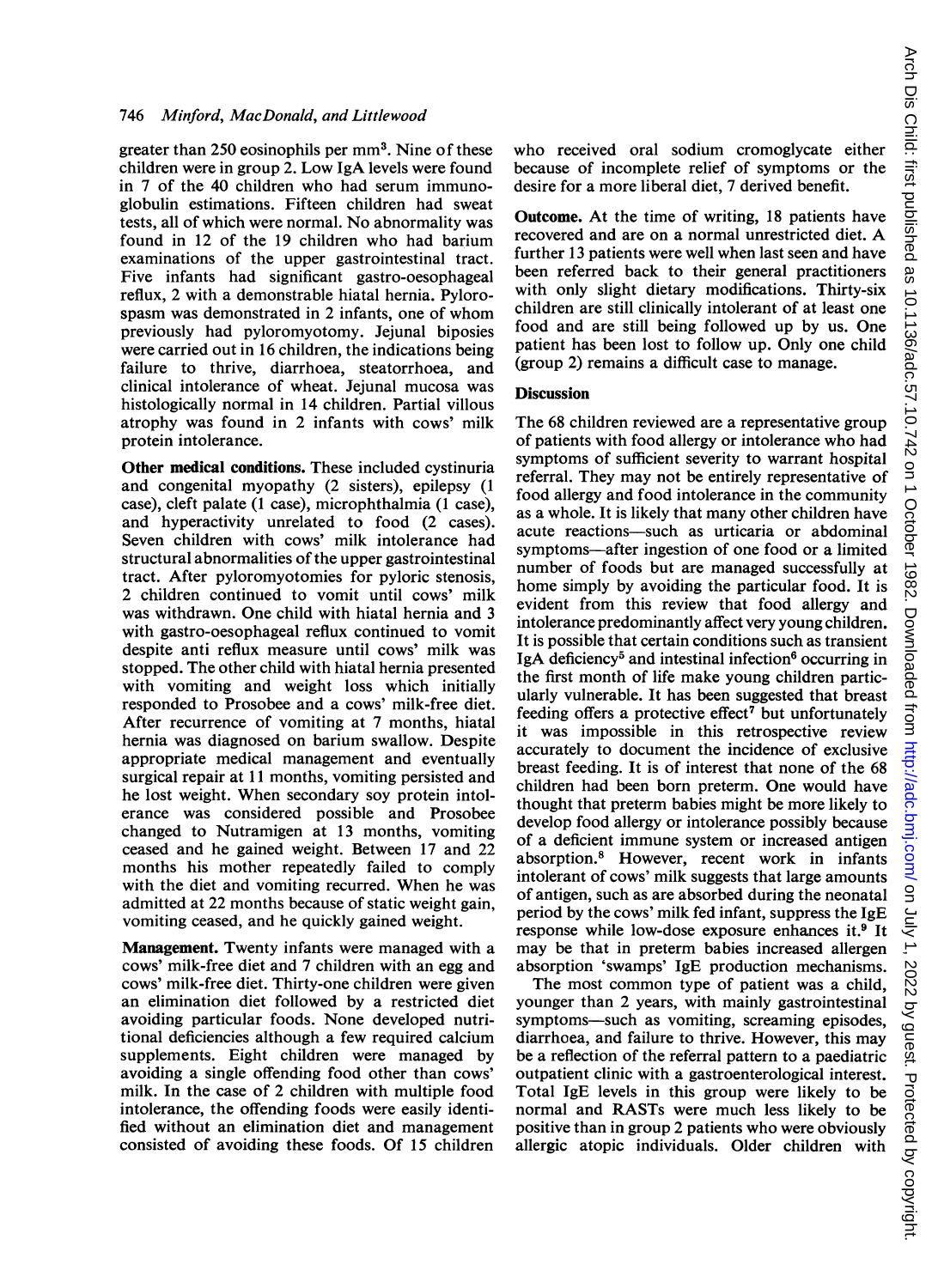greater than 250 eosinophils per mm$^3$. Nine of these children were in group 2. Low IgA levels were found in 7 of the 40 children who had serum immunoglobulin estimations. Fifteen children had sweat tests, all of which were normal. No abnormality was found in 12 of the 19 children who had barium examinations of the upper gastrointestinal tract. Five infants had significant gastro-oesophageal reflux, 2 with a demonstrable hiatal hernia. Pylorospasm was demonstrated in 2 infants, one of whom previously had pyloromyotomy. Jejunal biposies were carried out in 16 children, the indications being failure to thrive, diarrhoea, steatorrhoea, and clinical intolerance of wheat. Jejunal mucosa was histologically normal in 14 children. Partial villous atrophy was found in 2 infants with cows' milk protein intolerance.

**Other medical conditions.** These included cystinuria and congenital myopathy (2 sisters), epilepsy (1 case), cleft palate (1 case), microphthalmia (1 case), and hyperactivity unrelated to food (2 cases). Seven children with cows' milk intolerance had structural abnormalities of the upper gastrointestinal tract. After pyloromyotomies for pyloric stenosis, 2 children continued to vomit until cows' milk was withdrawn. One child with hiatal hernia and 3 with gastro-oesophageal reflux continued to vomit despite anti reflux measure until cows' milk was stopped. The other child with hiatal hernia presented with vomiting and weight loss which initially responded to Prosobee and a cows' milk-free diet. After recurrence of vomiting at 7 months, hiatal hernia was diagnosed on barium swallow. Despite appropriate medical management and eventually surgical repair at 11 months, vomiting persisted and he lost weight. When secondary soy protein intolerance was considered possible and Prosobee changed to Nutramigen at 13 months, vomiting ceased and he gained weight. Between 17 and 22 months his mother repeatedly failed to comply with the diet and vomiting recurred. When he was admitted at 22 months because of static weight gain, vomiting ceased, and he quickly gained weight.

**Management.** Twenty infants were managed with a cows' milk-free diet and 7 children with an egg and cows' milk-free diet. Thirty-one children were given an elimination diet followed by a restricted diet avoiding particular foods. None developed nutritional deficiencies although a few required calcium supplements. Eight children were managed by avoiding a single offending food other than cows' milk. In the case of 2 children with multiple food intolerance, the offending foods were easily identified without an elimination diet and management consisted of avoiding these foods. Of 15 children who received oral sodium cromoglycate either because of incomplete relief of symptoms or the desire for a more liberal diet, 7 derived benefit.

**Outcome.** At the time of writing, 18 patients have recovered and are on a normal unrestricted diet. A further 13 patients were well when last seen and have been referred back to their general practitioners with only slight dietary modifications. Thirty-six children are still clinically intolerant of at least one food and are still being followed up by us. One patient has been lost to follow up. Only one child (group 2) remains a difficult case to manage.

## Discussion

The 68 children reviewed are a representative group of patients with food allergy or intolerance who had symptoms of sufficient severity to warrant hospital referral. They may not be entirely representative of food allergy and food intolerance in the community as a whole. It is likely that many other children have acute reactions—such as urticaria or abdominal symptoms—after ingestion of one food or a limited number of foods but are managed successfully at home simply by avoiding the particular food. It is evident from this review that food allergy and intolerance predominantly affect very young children. It is possible that certain conditions such as transient IgA deficiency[5] and intestinal infection[6] occurring in the first month of life make young children particularly vulnerable. It has been suggested that breast feeding offers a protective effect[7] but unfortunately it was impossible in this retrospective review accurately to document the incidence of exclusive breast feeding. It is of interest that none of the 68 children had been born preterm. One would have thought that preterm babies might be more likely to develop food allergy or intolerance possibly because of a deficient immune system or increased antigen absorption.[8] However, recent work in infants intolerant of cows' milk suggests that large amounts of antigen, such as are absorbed during the neonatal period by the cows' milk fed infant, suppress the IgE response while low-dose exposure enhances it.[9] It may be that in preterm babies increased allergen absorption 'swamps' IgE production mechanisms.

The most common type of patient was a child, younger than 2 years, with mainly gastrointestinal symptoms—such as vomiting, screaming episodes, diarrhoea, and failure to thrive. However, this may be a reflection of the referral pattern to a paediatric outpatient clinic with a gastroenterological interest. Total IgE levels in this group were likely to be normal and RASTs were much less likely to be positive than in group 2 patients who were obviously allergic atopic individuals. Older children with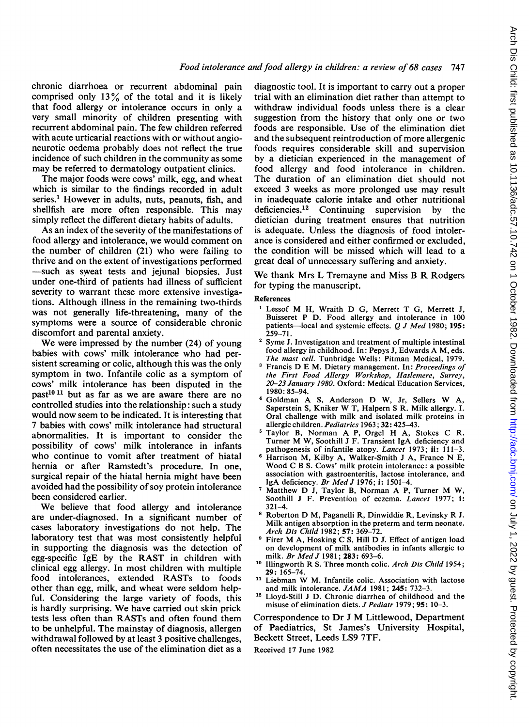chronic diarrhoea or recurrent abdominal pain comprised only 13% of the total and it is likely that food allergy or intolerance occurs in only a very small minority of children presenting with recurrent abdominal pain. The few children referred with acute urticarial reactions with or without angioneurotic oedema probably does not reflect the true incidence of such children in the community as some may be referred to dermatology outpatient clinics.

The major foods were cows' milk, egg, and wheat which is similar to the findings recorded in adult series.[1] However in adults, nuts, peanuts, fish, and shellfish are more often responsible. This may simply reflect the different dietary habits of adults.

As an index of the severity of the manifestations of food allergy and intolerance, we would comment on the number of children (21) who were failing to thrive and on the extent of investigations performed —such as sweat tests and jejunal biopsies. Just under one-third of patients had illness of sufficient severity to warrant these more extensive investigations. Although illness in the remaining two-thirds was not generally life-threatening, many of the symptoms were a source of considerable chronic discomfort and parental anxiety.

We were impressed by the number (24) of young babies with cows' milk intolerance who had persistent screaming or colic, although this was the only symptom in two. Infantile colic as a symptom of cows' milk intolerance has been disputed in the past[10,11] but as far as we are aware there are no controlled studies into the relationship: such a study would now seem to be indicated. It is interesting that 7 babies with cows' milk intolerance had structural abnormalities. It is important to consider the possibility of cows' milk intolerance in infants who continue to vomit after treatment of hiatal hernia or after Ramstedt's procedure. In one, surgical repair of the hiatal hernia might have been avoided had the possibility of soy protein intolerance been considered earlier.

We believe that food allergy and intolerance are under-diagnosed. In a significant number of cases laboratory investigations do not help. The laboratory test that was most consistently helpful in supporting the diagnosis was the detection of egg-specific IgE by the RAST in children with clinical egg allergy. In most children with multiple food intolerances, extended RASTs to foods other than egg, milk, and wheat were seldom helpful. Considering the large variety of foods, this is hardly surprising. We have carried out skin prick tests less often than RASTs and often found them to be unhelpful. The mainstay of diagnosis, allergen withdrawal followed by at least 3 positive challenges, often necessitates the use of the elimination diet as a diagnostic tool. It is important to carry out a proper trial with an elimination diet rather than attempt to withdraw individual foods unless there is a clear suggestion from the history that only one or two foods are responsible. Use of the elimination diet and the subsequent reintroduction of more allergenic foods requires considerable skill and supervision by a dietician experienced in the management of food allergy and food intolerance in children. The duration of an elimination diet should not exceed 3 weeks as more prolonged use may result in inadequate calorie intake and other nutritional deficiencies.[12] Continuing supervision by the dietician during treatment ensures that nutrition is adequate. Unless the diagnosis of food intolerance is considered and either confirmed or excluded, the condition will be missed which will lead to a great deal of unnecessary suffering and anxiety.

We thank Mrs L Tremayne and Miss B R Rodgers for typing the manuscript.

## References

1. Lessof M H, Wraith D G, Merrett T G, Merrett J, Buisseret P D. Food allergy and intolerance in 100 patients—local and systemic effects. *Q J Med* 1980; **195:** 259–71.
2. Syme J. Investigation and treatment of multiple intestinal food allergy in childhood. In: Pepys J, Edwards A M, eds. *The mast cell*. Tunbridge Wells: Pitman Medical, 1979.
3. Francis D E M. Dietary management. In: *Proceedings of the First Food Allergy Workshop, Haslemere, Surrey, 20–23 January 1980*. Oxford: Medical Education Services, 1980: 85–94.
4. Goldman A S, Anderson D W, Jr, Sellers W A, Saperstein S, Kniker W T, Halpern S R. Milk allergy. I. Oral challenge with milk and isolated milk proteins in allergic children. *Pediatrics* 1963; **32:** 425–43.
5. Taylor B, Norman A P, Orgel H A, Stokes C R, Turner M W, Soothill J F. Transient IgA deficiency and pathogenesis of infantile atopy. *Lancet* 1973; **ii:** 111–3.
6. Harrison M, Kilby A, Walker-Smith J A, France N E, Wood C B S. Cows' milk protein intolerance: a possible association with gastroenteritis, lactose intolerance, and IgA deficiency. *Br Med J* 1976; **i:** 1501–4.
7. Matthew D J, Taylor B, Norman A P, Turner M W, Soothill J F. Prevention of eczema. *Lancet* 1977; **i:** 321–4.
8. Roberton D M, Paganelli R, Dinwiddie R, Levinsky R J. Milk antigen absorption in the preterm and term neonate. *Arch Dis Child* 1982; **57:** 369–72.
9. Firer M A, Hosking C S, Hill D J. Effect of antigen load on development of milk antibodies in infants allergic to milk. *Br Med J* 1981; **283:** 693–6.
10. Illingworth R S. Three month colic. *Arch Dis Child* 1954; **29:** 165–74.
11. Liebman W M. Infantile colic. Association with lactose and milk intolerance. *JAMA* 1981; **245:** 732–3.
12. Lloyd-Still J D. Chronic diarrhea of childhood and the misuse of elimination diets. *J Pediatr* 1979; **95:** 10–3.

Correspondence to Dr J M Littlewood, Department of Paediatrics, St James's University Hospital, Beckett Street, Leeds LS9 7TF.

Received 17 June 1982